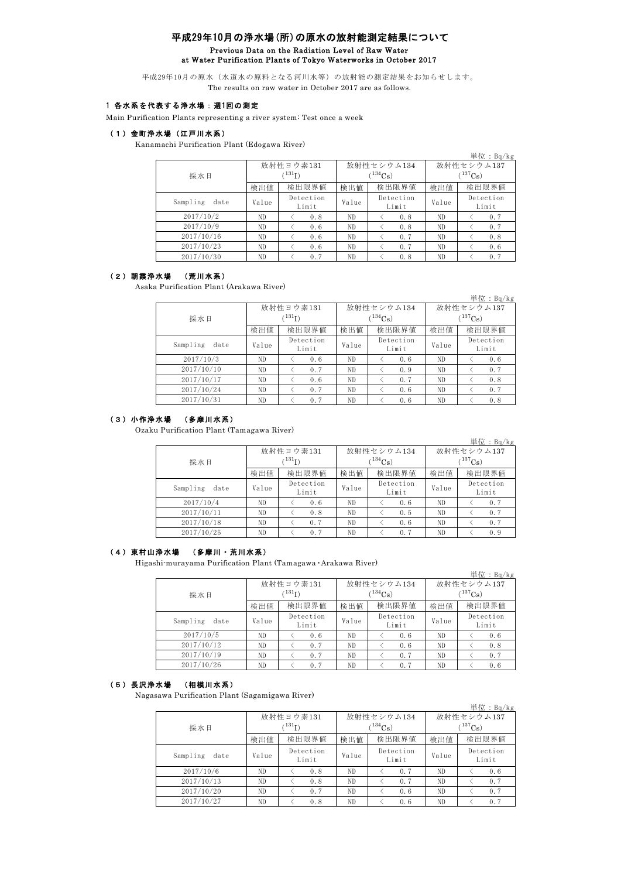# 平成29年10月の浄水場(所)の原水の放射能測定結果について

Previous Data on the Radiation Level of Raw Water at Water Purification Plants of Tokyo Waterworks in October 2017

平成29年10月の原水（水道水の原料となる河川水等）の放射能の測定結果をお知らせします。
The results on raw water in October 2017 are as follows.

## 1 各水系を代表する浄水場：週1回の測定

Main Purification Plants representing a river system: Test once a week

### （1）金町浄水場（江戸川水系）

Kanamachi Purification Plant (Edogawa River)

単位：Bq/kg

| 採水日 | 放射性ヨウ素131 ($^{131}I$) | | 放射性セシウム134 ($^{134}Cs$) | | 放射性セシウム137 ($^{137}Cs$) | |
|---|---|---|---|---|---|---|
| | 検出値 | 検出限界値 | 検出値 | 検出限界値 | 検出値 | 検出限界値 |
| Sampling date | Value | Detection Limit | Value | Detection Limit | Value | Detection Limit |
| 2017/10/2 | ND | ＜ 0.8 | ND | ＜ 0.8 | ND | ＜ 0.7 |
| 2017/10/9 | ND | ＜ 0.6 | ND | ＜ 0.8 | ND | ＜ 0.7 |
| 2017/10/16 | ND | ＜ 0.6 | ND | ＜ 0.7 | ND | ＜ 0.8 |
| 2017/10/23 | ND | ＜ 0.6 | ND | ＜ 0.7 | ND | ＜ 0.6 |
| 2017/10/30 | ND | ＜ 0.7 | ND | ＜ 0.8 | ND | ＜ 0.7 |

### （2）朝霞浄水場 （荒川水系）

Asaka Purification Plant (Arakawa River)

単位：Bq/kg

| 採水日 | 放射性ヨウ素131 ($^{131}I$) | | 放射性セシウム134 ($^{134}Cs$) | | 放射性セシウム137 ($^{137}Cs$) | |
|---|---|---|---|---|---|---|
| | 検出値 | 検出限界値 | 検出値 | 検出限界値 | 検出値 | 検出限界値 |
| Sampling date | Value | Detection Limit | Value | Detection Limit | Value | Detection Limit |
| 2017/10/3 | ND | ＜ 0.6 | ND | ＜ 0.6 | ND | ＜ 0.6 |
| 2017/10/10 | ND | ＜ 0.7 | ND | ＜ 0.9 | ND | ＜ 0.7 |
| 2017/10/17 | ND | ＜ 0.6 | ND | ＜ 0.7 | ND | ＜ 0.8 |
| 2017/10/24 | ND | ＜ 0.7 | ND | ＜ 0.6 | ND | ＜ 0.7 |
| 2017/10/31 | ND | ＜ 0.7 | ND | ＜ 0.6 | ND | ＜ 0.8 |

### （3）小作浄水場 （多摩川水系）

Ozaku Purification Plant (Tamagawa River)

単位：Bq/kg

| 採水日 | 放射性ヨウ素131 ($^{131}I$) | | 放射性セシウム134 ($^{134}Cs$) | | 放射性セシウム137 ($^{137}Cs$) | |
|---|---|---|---|---|---|---|
| | 検出値 | 検出限界値 | 検出値 | 検出限界値 | 検出値 | 検出限界値 |
| Sampling date | Value | Detection Limit | Value | Detection Limit | Value | Detection Limit |
| 2017/10/4 | ND | ＜ 0.6 | ND | ＜ 0.6 | ND | ＜ 0.7 |
| 2017/10/11 | ND | ＜ 0.8 | ND | ＜ 0.5 | ND | ＜ 0.7 |
| 2017/10/18 | ND | ＜ 0.7 | ND | ＜ 0.6 | ND | ＜ 0.7 |
| 2017/10/25 | ND | ＜ 0.7 | ND | ＜ 0.7 | ND | ＜ 0.9 |

### （4）東村山浄水場 （多摩川・荒川水系）

Higashi-murayama Purification Plant (Tamagawa・Arakawa River)

単位：Bq/kg

| 採水日 | 放射性ヨウ素131 ($^{131}I$) | | 放射性セシウム134 ($^{134}Cs$) | | 放射性セシウム137 ($^{137}Cs$) | |
|---|---|---|---|---|---|---|
| | 検出値 | 検出限界値 | 検出値 | 検出限界値 | 検出値 | 検出限界値 |
| Sampling date | Value | Detection Limit | Value | Detection Limit | Value | Detection Limit |
| 2017/10/5 | ND | ＜ 0.6 | ND | ＜ 0.6 | ND | ＜ 0.6 |
| 2017/10/12 | ND | ＜ 0.7 | ND | ＜ 0.6 | ND | ＜ 0.8 |
| 2017/10/19 | ND | ＜ 0.7 | ND | ＜ 0.7 | ND | ＜ 0.7 |
| 2017/10/26 | ND | ＜ 0.7 | ND | ＜ 0.7 | ND | ＜ 0.6 |

### （5）長沢浄水場 （相模川水系）

Nagasawa Purification Plant (Sagamigawa River)

単位：Bq/kg

| 採水日 | 放射性ヨウ素131 ($^{131}I$) | | 放射性セシウム134 ($^{134}Cs$) | | 放射性セシウム137 ($^{137}Cs$) | |
|---|---|---|---|---|---|---|
| | 検出値 | 検出限界値 | 検出値 | 検出限界値 | 検出値 | 検出限界値 |
| Sampling date | Value | Detection Limit | Value | Detection Limit | Value | Detection Limit |
| 2017/10/6 | ND | ＜ 0.8 | ND | ＜ 0.7 | ND | ＜ 0.6 |
| 2017/10/13 | ND | ＜ 0.8 | ND | ＜ 0.7 | ND | ＜ 0.7 |
| 2017/10/20 | ND | ＜ 0.7 | ND | ＜ 0.6 | ND | ＜ 0.7 |
| 2017/10/27 | ND | ＜ 0.8 | ND | ＜ 0.6 | ND | ＜ 0.7 |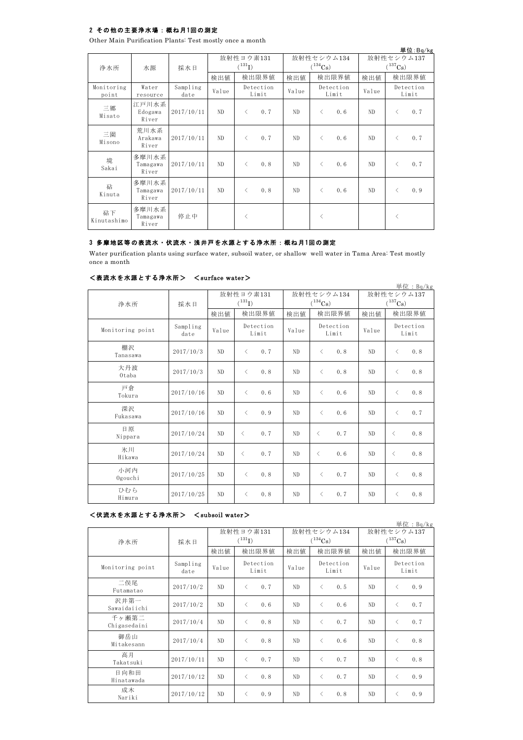## 2 その他の主要浄水場：概ね月1回の測定

Other Main Purification Plants: Test mostly once a month

単位：Bq/kg

| 浄水所 | 水源 | 採水日 | 放射性ヨウ素131 ($^{131}I$) | | 放射性セシウム134 ($^{134}Cs$) | | 放射性セシウム137 ($^{137}Cs$) | |
|---|---|---|---|---|---|---|---|---|
| | | | 検出値 | 検出限界値 | 検出値 | 検出限界値 | 検出値 | 検出限界値 |
| Monitoring point | Water resource | Sampling date | Value | Detection Limit | Value | Detection Limit | Value | Detection Limit |
| 三郷 Misato | 江戸川水系 Edogawa River | 2017/10/11 | ND | < 0.7 | ND | < 0.6 | ND | < 0.7 |
| 三園 Misono | 荒川水系 Arakawa River | 2017/10/11 | ND | < 0.7 | ND | < 0.6 | ND | < 0.7 |
| 境 Sakai | 多摩川水系 Tamagawa River | 2017/10/11 | ND | < 0.8 | ND | < 0.6 | ND | < 0.7 |
| 砧 Kinuta | 多摩川水系 Tamagawa River | 2017/10/11 | ND | < 0.8 | ND | < 0.6 | ND | < 0.9 |
| 砧下 Kinutashimo | 多摩川水系 Tamagawa River | 停止中 | | < | | < | | < |

## 3 多摩地区等の表流水・伏流水・浅井戸を水源とする浄水所：概ね月1回の測定

Water purification plants using surface water, subsoil water, or shallow well water in Tama Area: Test mostly once a month

### ＜表流水を水源とする浄水所＞ ＜surface water＞

単位：Bq/kg

| 浄水所 | 採水日 | 放射性ヨウ素131 ($^{131}I$) | | 放射性セシウム134 ($^{134}Cs$) | | 放射性セシウム137 ($^{137}Cs$) | |
|---|---|---|---|---|---|---|---|
| | | 検出値 | 検出限界値 | 検出値 | 検出限界値 | 検出値 | 検出限界値 |
| Monitoring point | Sampling date | Value | Detection Limit | Value | Detection Limit | Value | Detection Limit |
| 棚沢 Tanasawa | 2017/10/3 | ND | < 0.7 | ND | < 0.8 | ND | < 0.8 |
| 大丹波 Otaba | 2017/10/3 | ND | < 0.8 | ND | < 0.8 | ND | < 0.8 |
| 戸倉 Tokura | 2017/10/16 | ND | < 0.6 | ND | < 0.6 | ND | < 0.8 |
| 深沢 Fukasawa | 2017/10/16 | ND | < 0.9 | ND | < 0.6 | ND | < 0.7 |
| 日原 Nippara | 2017/10/24 | ND | < 0.7 | ND | < 0.7 | ND | < 0.8 |
| 氷川 Hikawa | 2017/10/24 | ND | < 0.7 | ND | < 0.6 | ND | < 0.8 |
| 小河内 Ogouchi | 2017/10/25 | ND | < 0.8 | ND | < 0.7 | ND | < 0.8 |
| ひむら Himura | 2017/10/25 | ND | < 0.8 | ND | < 0.7 | ND | < 0.8 |

### ＜伏流水を水源とする浄水所＞ ＜subsoil water＞

単位：Bq/kg

| 浄水所 | 採水日 | 放射性ヨウ素131 ($^{131}I$) | | 放射性セシウム134 ($^{134}Cs$) | | 放射性セシウム137 ($^{137}Cs$) | |
|---|---|---|---|---|---|---|---|
| | | 検出値 | 検出限界値 | 検出値 | 検出限界値 | 検出値 | 検出限界値 |
| Monitoring point | Sampling date | Value | Detection Limit | Value | Detection Limit | Value | Detection Limit |
| 二俣尾 Futamatao | 2017/10/2 | ND | < 0.7 | ND | < 0.5 | ND | < 0.9 |
| 沢井第一 Sawaidaiichi | 2017/10/2 | ND | < 0.6 | ND | < 0.6 | ND | < 0.7 |
| 千ヶ瀬第二 Chigasedaini | 2017/10/4 | ND | < 0.8 | ND | < 0.7 | ND | < 0.7 |
| 御岳山 Mitakesann | 2017/10/4 | ND | < 0.8 | ND | < 0.6 | ND | < 0.8 |
| 高月 Takatsuki | 2017/10/11 | ND | < 0.7 | ND | < 0.7 | ND | < 0.8 |
| 日向和田 Hinatawada | 2017/10/12 | ND | < 0.8 | ND | < 0.7 | ND | < 0.9 |
| 成木 Nariki | 2017/10/12 | ND | < 0.9 | ND | < 0.8 | ND | < 0.9 |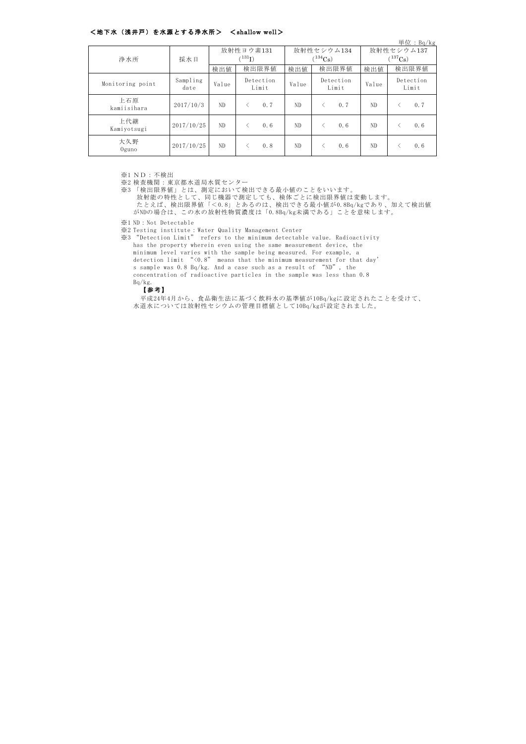## ＜地下水（浅井戸）を水源とする浄水所＞　＜shallow well＞

単位：Bq/kg

| 浄水所 | 採水日 | 放射性ヨウ素131 ($^{131}$I) | | | 放射性セシウム134 ($^{134}$Cs) | | | 放射性セシウム137 ($^{137}$Cs) | | |
|---|---|---|---|---|---|---|---|---|---|---|
| | | 検出値 | 検出限界値 | | 検出値 | 検出限界値 | | 検出値 | 検出限界値 | |
| Monitoring point | Sampling date | Value | Detection Limit | | Value | Detection Limit | | Value | Detection Limit | |
| 上石原 kamiisihara | 2017/10/3 | ND | ＜ | 0.7 | ND | ＜ | 0.7 | ND | ＜ | 0.7 |
| 上代継 Kamiyotsugi | 2017/10/25 | ND | ＜ | 0.6 | ND | ＜ | 0.6 | ND | ＜ | 0.6 |
| 大久野 Oguno | 2017/10/25 | ND | ＜ | 0.8 | ND | ＜ | 0.6 | ND | ＜ | 0.6 |

※1 ＮＤ：不検出

※2 検査機関：東京都水道局水質センター

※3 「検出限界値」とは、測定において検出できる最小値のことをいいます。
　放射能の特性として、同じ機器で測定しても、検体ごとに検出限界値は変動します。
　たとえば、検出限界値「＜0.8」とあるのは、検出できる最小値が0.8Bq/kgであり、加えて検出値がNDの場合は、この水の放射性物質濃度は「0.8Bq/kg未満である」ことを意味します。

※1 ND：Not Detectable

※2 Testing institute：Water Quality Management Center

※3 "Detection Limit" refers to the minimum detectable value. Radioactivity has the property wherein even using the same measurement device, the minimum level varies with the sample being measured. For example, a detection limit "<0.8" means that the minimum measurement for that day's sample was 0.8 Bq/kg. And a case such as a result of "ND", the concentration of radioactive particles in the sample was less than 0.8 Bq/kg.

**【参考】**

平成24年4月から、食品衛生法に基づく飲料水の基準値が10Bq/kgに設定されたことを受けて、水道水については放射性セシウムの管理目標値として10Bq/kgが設定されました。